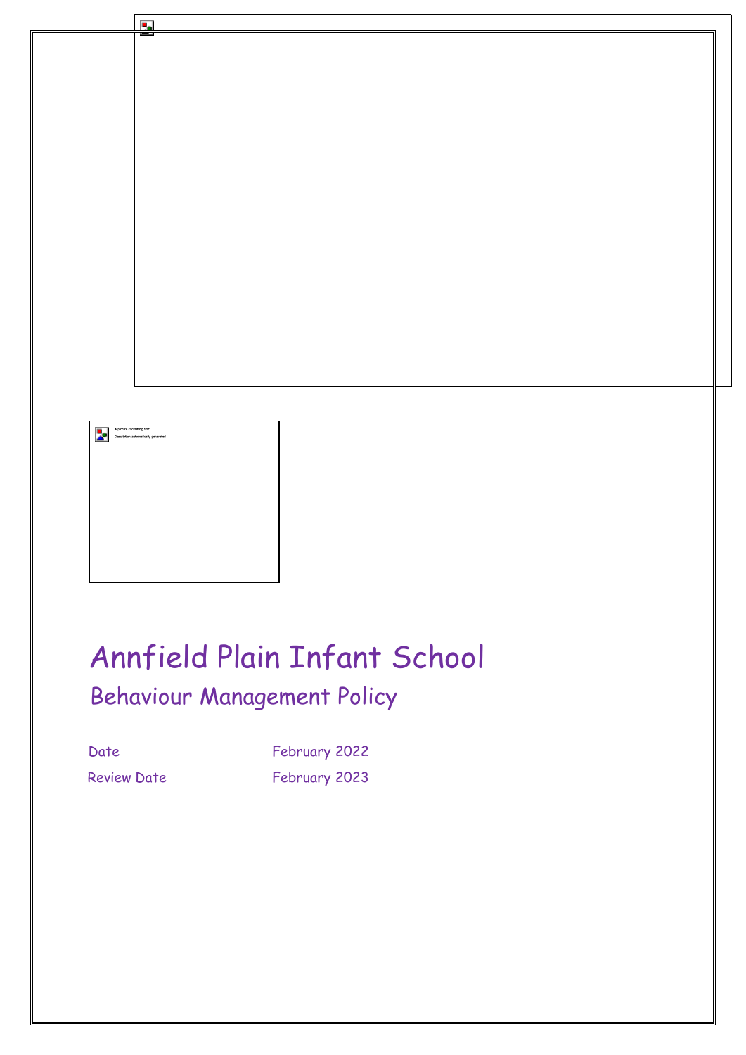# Annfield Plain Infant School

## Behaviour Management Policy

| | |
|---|---|
| Date | February 2022 |
| Review Date | February 2023 |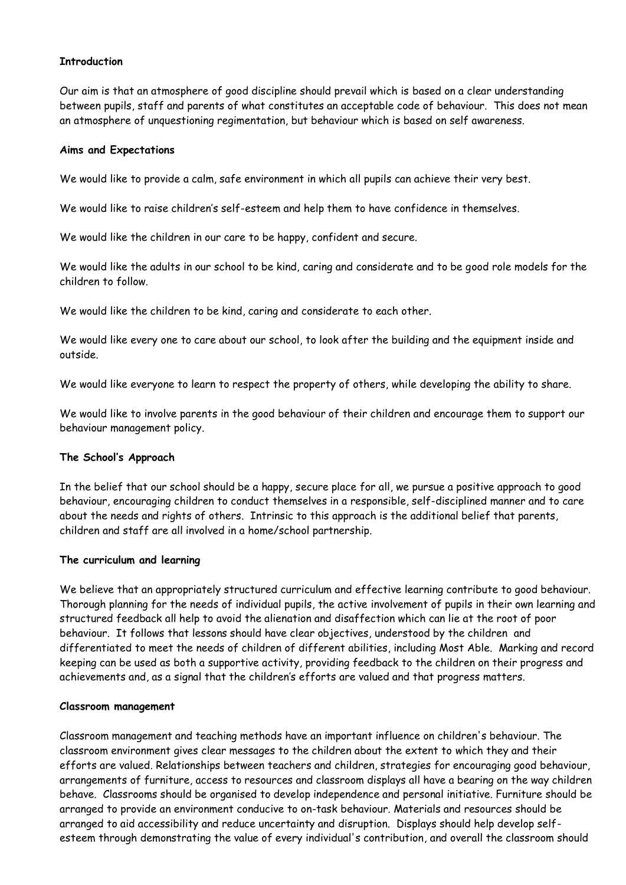**Introduction**

Our aim is that an atmosphere of good discipline should prevail which is based on a clear understanding between pupils, staff and parents of what constitutes an acceptable code of behaviour. This does not mean an atmosphere of unquestioning regimentation, but behaviour which is based on self awareness.

**Aims and Expectations**

We would like to provide a calm, safe environment in which all pupils can achieve their very best.

We would like to raise children's self-esteem and help them to have confidence in themselves.

We would like the children in our care to be happy, confident and secure.

We would like the adults in our school to be kind, caring and considerate and to be good role models for the children to follow.

We would like the children to be kind, caring and considerate to each other.

We would like every one to care about our school, to look after the building and the equipment inside and outside.

We would like everyone to learn to respect the property of others, while developing the ability to share.

We would like to involve parents in the good behaviour of their children and encourage them to support our behaviour management policy.

**The School's Approach**

In the belief that our school should be a happy, secure place for all, we pursue a positive approach to good behaviour, encouraging children to conduct themselves in a responsible, self-disciplined manner and to care about the needs and rights of others. Intrinsic to this approach is the additional belief that parents, children and staff are all involved in a home/school partnership.

**The curriculum and learning**

We believe that an appropriately structured curriculum and effective learning contribute to good behaviour. Thorough planning for the needs of individual pupils, the active involvement of pupils in their own learning and structured feedback all help to avoid the alienation and disaffection which can lie at the root of poor behaviour. It follows that lessons should have clear objectives, understood by the children and differentiated to meet the needs of children of different abilities, including Most Able. Marking and record keeping can be used as both a supportive activity, providing feedback to the children on their progress and achievements and, as a signal that the children's efforts are valued and that progress matters.

**Classroom management**

Classroom management and teaching methods have an important influence on children's behaviour. The classroom environment gives clear messages to the children about the extent to which they and their efforts are valued. Relationships between teachers and children, strategies for encouraging good behaviour, arrangements of furniture, access to resources and classroom displays all have a bearing on the way children behave. Classrooms should be organised to develop independence and personal initiative. Furniture should be arranged to provide an environment conducive to on-task behaviour. Materials and resources should be arranged to aid accessibility and reduce uncertainty and disruption. Displays should help develop self-esteem through demonstrating the value of every individual's contribution, and overall the classroom should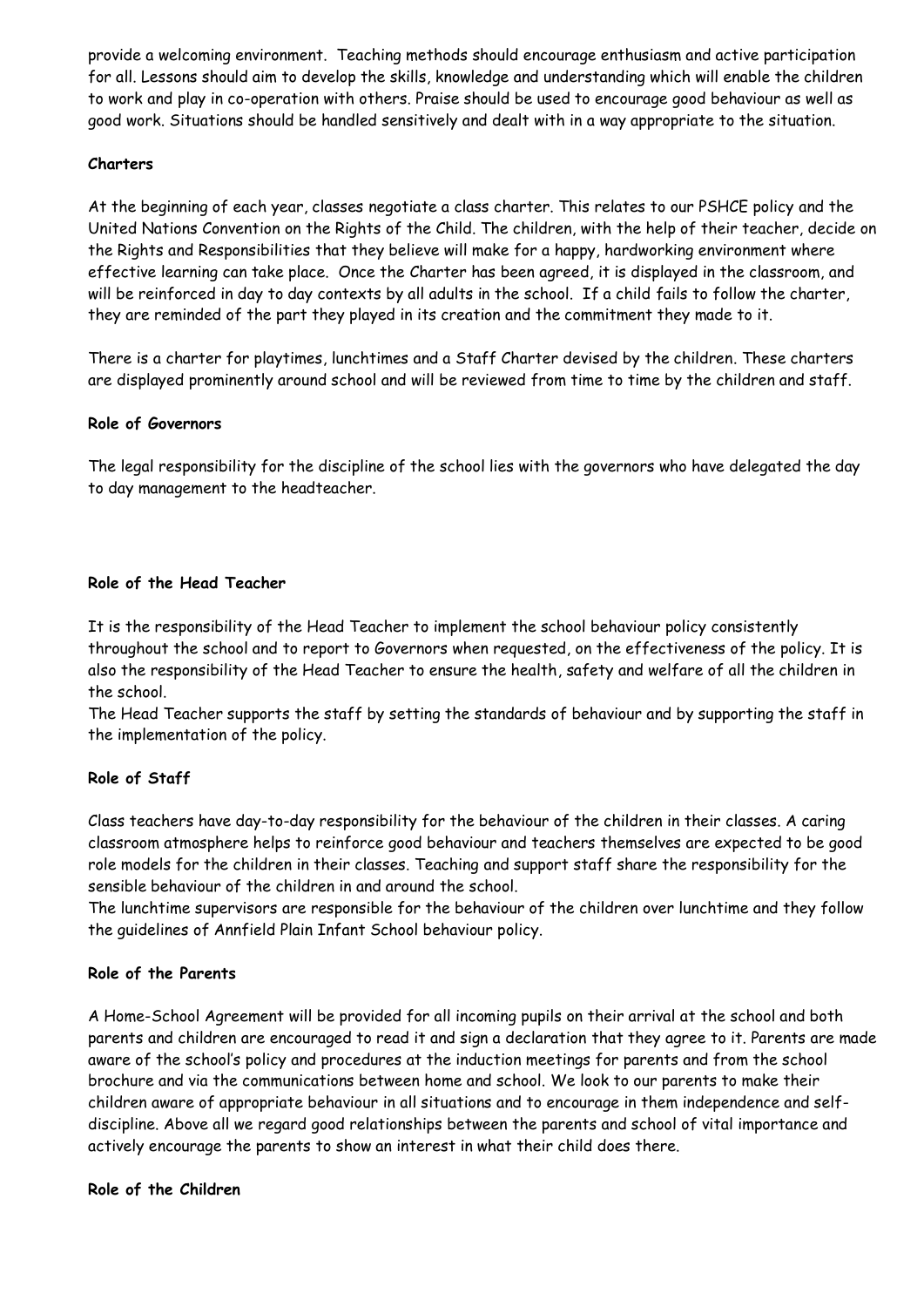provide a welcoming environment. Teaching methods should encourage enthusiasm and active participation for all. Lessons should aim to develop the skills, knowledge and understanding which will enable the children to work and play in co-operation with others. Praise should be used to encourage good behaviour as well as good work. Situations should be handled sensitively and dealt with in a way appropriate to the situation.

**Charters**

At the beginning of each year, classes negotiate a class charter. This relates to our PSHCE policy and the United Nations Convention on the Rights of the Child. The children, with the help of their teacher, decide on the Rights and Responsibilities that they believe will make for a happy, hardworking environment where effective learning can take place. Once the Charter has been agreed, it is displayed in the classroom, and will be reinforced in day to day contexts by all adults in the school. If a child fails to follow the charter, they are reminded of the part they played in its creation and the commitment they made to it.

There is a charter for playtimes, lunchtimes and a Staff Charter devised by the children. These charters are displayed prominently around school and will be reviewed from time to time by the children and staff.

**Role of Governors**

The legal responsibility for the discipline of the school lies with the governors who have delegated the day to day management to the headteacher.

**Role of the Head Teacher**

It is the responsibility of the Head Teacher to implement the school behaviour policy consistently throughout the school and to report to Governors when requested, on the effectiveness of the policy. It is also the responsibility of the Head Teacher to ensure the health, safety and welfare of all the children in the school.

The Head Teacher supports the staff by setting the standards of behaviour and by supporting the staff in the implementation of the policy.

**Role of Staff**

Class teachers have day-to-day responsibility for the behaviour of the children in their classes. A caring classroom atmosphere helps to reinforce good behaviour and teachers themselves are expected to be good role models for the children in their classes. Teaching and support staff share the responsibility for the sensible behaviour of the children in and around the school.

The lunchtime supervisors are responsible for the behaviour of the children over lunchtime and they follow the guidelines of Annfield Plain Infant School behaviour policy.

**Role of the Parents**

A Home-School Agreement will be provided for all incoming pupils on their arrival at the school and both parents and children are encouraged to read it and sign a declaration that they agree to it. Parents are made aware of the school's policy and procedures at the induction meetings for parents and from the school brochure and via the communications between home and school. We look to our parents to make their children aware of appropriate behaviour in all situations and to encourage in them independence and self-discipline. Above all we regard good relationships between the parents and school of vital importance and actively encourage the parents to show an interest in what their child does there.

**Role of the Children**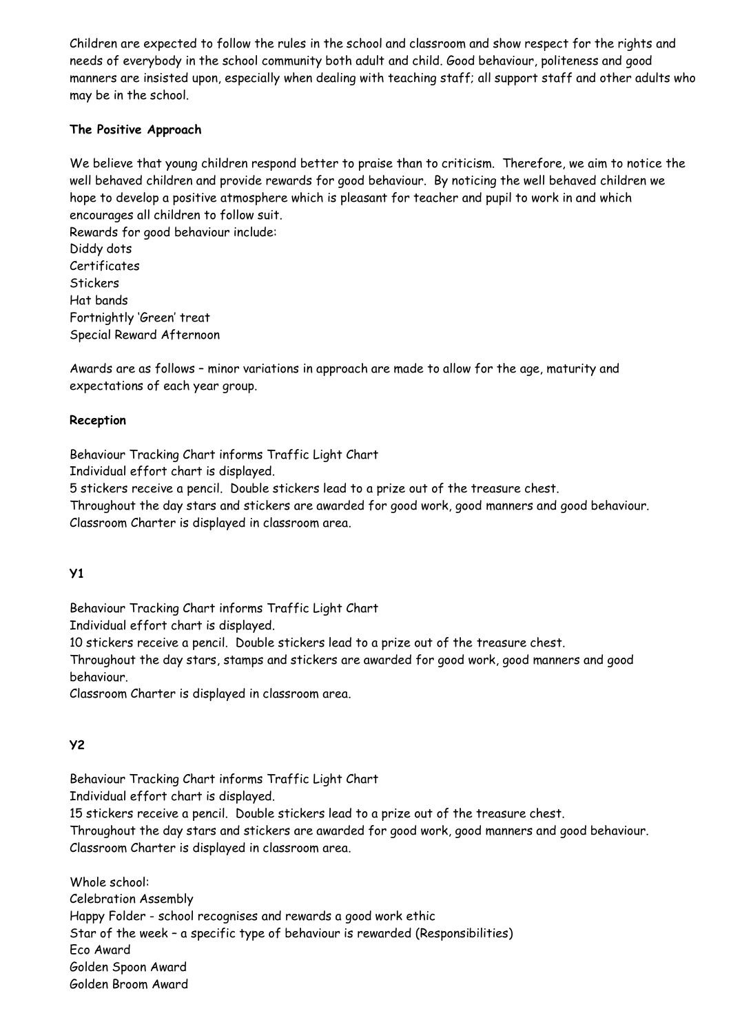Children are expected to follow the rules in the school and classroom and show respect for the rights and needs of everybody in the school community both adult and child. Good behaviour, politeness and good manners are insisted upon, especially when dealing with teaching staff; all support staff and other adults who may be in the school.

**The Positive Approach**

We believe that young children respond better to praise than to criticism. Therefore, we aim to notice the well behaved children and provide rewards for good behaviour. By noticing the well behaved children we hope to develop a positive atmosphere which is pleasant for teacher and pupil to work in and which encourages all children to follow suit.

Rewards for good behaviour include:

Diddy dots
Certificates
Stickers
Hat bands
Fortnightly 'Green' treat
Special Reward Afternoon

Awards are as follows – minor variations in approach are made to allow for the age, maturity and expectations of each year group.

**Reception**

Behaviour Tracking Chart informs Traffic Light Chart
Individual effort chart is displayed.
5 stickers receive a pencil. Double stickers lead to a prize out of the treasure chest.
Throughout the day stars and stickers are awarded for good work, good manners and good behaviour.
Classroom Charter is displayed in classroom area.

**Y1**

Behaviour Tracking Chart informs Traffic Light Chart
Individual effort chart is displayed.
10 stickers receive a pencil. Double stickers lead to a prize out of the treasure chest.
Throughout the day stars, stamps and stickers are awarded for good work, good manners and good behaviour.
Classroom Charter is displayed in classroom area.

**Y2**

Behaviour Tracking Chart informs Traffic Light Chart
Individual effort chart is displayed.
15 stickers receive a pencil. Double stickers lead to a prize out of the treasure chest.
Throughout the day stars and stickers are awarded for good work, good manners and good behaviour.
Classroom Charter is displayed in classroom area.

Whole school:
Celebration Assembly
Happy Folder - school recognises and rewards a good work ethic
Star of the week – a specific type of behaviour is rewarded (Responsibilities)
Eco Award
Golden Spoon Award
Golden Broom Award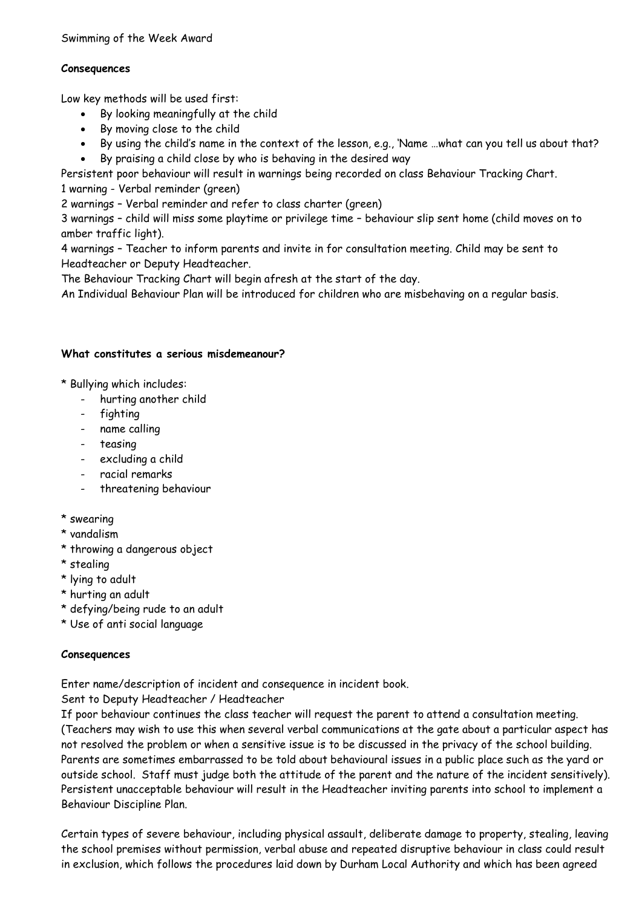Swimming of the Week Award

**Consequences**

Low key methods will be used first:

- By looking meaningfully at the child
- By moving close to the child
- By using the child's name in the context of the lesson, e.g., 'Name …what can you tell us about that?
- By praising a child close by who is behaving in the desired way

Persistent poor behaviour will result in warnings being recorded on class Behaviour Tracking Chart.
1 warning - Verbal reminder (green)
2 warnings – Verbal reminder and refer to class charter (green)
3 warnings – child will miss some playtime or privilege time – behaviour slip sent home (child moves on to amber traffic light).
4 warnings – Teacher to inform parents and invite in for consultation meeting. Child may be sent to Headteacher or Deputy Headteacher.
The Behaviour Tracking Chart will begin afresh at the start of the day.
An Individual Behaviour Plan will be introduced for children who are misbehaving on a regular basis.

**What constitutes a serious misdemeanour?**

* Bullying which includes:
  - hurting another child
  - fighting
  - name calling
  - teasing
  - excluding a child
  - racial remarks
  - threatening behaviour

* swearing
* vandalism
* throwing a dangerous object
* stealing
* lying to adult
* hurting an adult
* defying/being rude to an adult
* Use of anti social language

**Consequences**

Enter name/description of incident and consequence in incident book.
Sent to Deputy Headteacher / Headteacher
If poor behaviour continues the class teacher will request the parent to attend a consultation meeting. (Teachers may wish to use this when several verbal communications at the gate about a particular aspect has not resolved the problem or when a sensitive issue is to be discussed in the privacy of the school building. Parents are sometimes embarrassed to be told about behavioural issues in a public place such as the yard or outside school. Staff must judge both the attitude of the parent and the nature of the incident sensitively).
Persistent unacceptable behaviour will result in the Headteacher inviting parents into school to implement a Behaviour Discipline Plan.

Certain types of severe behaviour, including physical assault, deliberate damage to property, stealing, leaving the school premises without permission, verbal abuse and repeated disruptive behaviour in class could result in exclusion, which follows the procedures laid down by Durham Local Authority and which has been agreed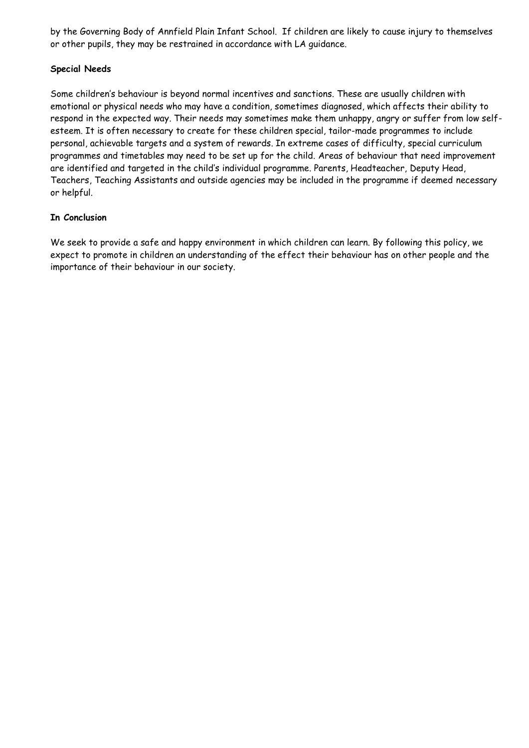by the Governing Body of Annfield Plain Infant School. If children are likely to cause injury to themselves or other pupils, they may be restrained in accordance with LA guidance.

**Special Needs**

Some children's behaviour is beyond normal incentives and sanctions. These are usually children with emotional or physical needs who may have a condition, sometimes diagnosed, which affects their ability to respond in the expected way. Their needs may sometimes make them unhappy, angry or suffer from low self-esteem. It is often necessary to create for these children special, tailor-made programmes to include personal, achievable targets and a system of rewards. In extreme cases of difficulty, special curriculum programmes and timetables may need to be set up for the child. Areas of behaviour that need improvement are identified and targeted in the child's individual programme. Parents, Headteacher, Deputy Head, Teachers, Teaching Assistants and outside agencies may be included in the programme if deemed necessary or helpful.

**In Conclusion**

We seek to provide a safe and happy environment in which children can learn. By following this policy, we expect to promote in children an understanding of the effect their behaviour has on other people and the importance of their behaviour in our society.